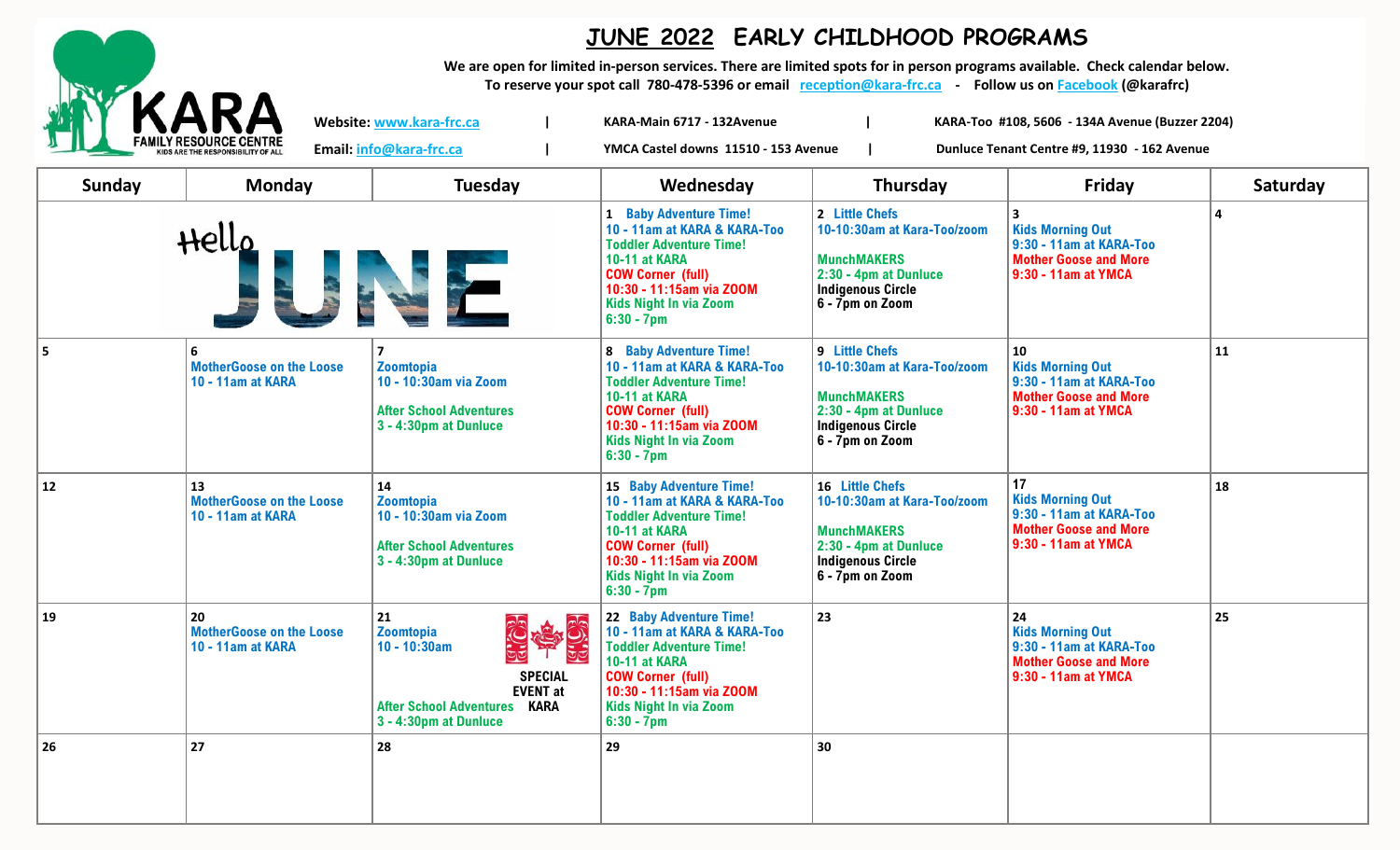# JUNE 2022 EARLY CHILDHOOD PROGRAMS

**KARA FAMILY RESOURCE CENTRE** — KIDS ARE THE RESPONSIBILITY OF ALL

**We are open for limited in-person services. There are limited spots for in person programs available. Check calendar below.**
**To reserve your spot call 780-478-5396 or email reception@kara-frc.ca - Follow us on Facebook (@karafrc)**

**Website: www.kara-frc.ca** | **KARA-Main 6717 - 132Avenue** | **KARA-Too #108, 5606 - 134A Avenue (Buzzer 2204)**

**Email: info@kara-frc.ca** | **YMCA Castel downs 11510 - 153 Avenue** | **Dunluce Tenant Centre #9, 11930 - 162 Avenue**

| Sunday | Monday | Tuesday | Wednesday | Thursday | Friday | Saturday |
|---|---|---|---|---|---|---|
| Hello JUNE | | | 1 Baby Adventure Time! 10 - 11am at KARA & KARA-Too<br>Toddler Adventure Time! 10-11 at KARA<br>COW Corner (full) 10:30 - 11:15am via ZOOM<br>Kids Night In via Zoom 6:30 - 7pm | 2 Little Chefs 10-10:30am at Kara-Too/zoom<br>MunchMAKERS 2:30 - 4pm at Dunluce<br>Indigenous Circle 6 - 7pm on Zoom | 3 Kids Morning Out 9:30 - 11am at KARA-Too<br>Mother Goose and More 9:30 - 11am at YMCA | 4 |
| 5 | 6 MotherGoose on the Loose 10 - 11am at KARA | 7 Zoomtopia 10 - 10:30am via Zoom<br>After School Adventures 3 - 4:30pm at Dunluce | 8 Baby Adventure Time! 10 - 11am at KARA & KARA-Too<br>Toddler Adventure Time! 10-11 at KARA<br>COW Corner (full) 10:30 - 11:15am via ZOOM<br>Kids Night In via Zoom 6:30 - 7pm | 9 Little Chefs 10-10:30am at Kara-Too/zoom<br>MunchMAKERS 2:30 - 4pm at Dunluce<br>Indigenous Circle 6 - 7pm on Zoom | 10 Kids Morning Out 9:30 - 11am at KARA-Too<br>Mother Goose and More 9:30 - 11am at YMCA | 11 |
| 12 | 13 MotherGoose on the Loose 10 - 11am at KARA | 14 Zoomtopia 10 - 10:30am via Zoom<br>After School Adventures 3 - 4:30pm at Dunluce | 15 Baby Adventure Time! 10 - 11am at KARA & KARA-Too<br>Toddler Adventure Time! 10-11 at KARA<br>COW Corner (full) 10:30 - 11:15am via ZOOM<br>Kids Night In via Zoom 6:30 - 7pm | 16 Little Chefs 10-10:30am at Kara-Too/zoom<br>MunchMAKERS 2:30 - 4pm at Dunluce<br>Indigenous Circle 6 - 7pm on Zoom | 17 Kids Morning Out 9:30 - 11am at KARA-Too<br>Mother Goose and More 9:30 - 11am at YMCA | 18 |
| 19 | 20 MotherGoose on the Loose 10 - 11am at KARA | 21 Zoomtopia 10 - 10:30am<br>SPECIAL EVENT at KARA<br>After School Adventures 3 - 4:30pm at Dunluce | 22 Baby Adventure Time! 10 - 11am at KARA & KARA-Too<br>Toddler Adventure Time! 10-11 at KARA<br>COW Corner (full) 10:30 - 11:15am via ZOOM<br>Kids Night In via Zoom 6:30 - 7pm | 23 | 24 Kids Morning Out 9:30 - 11am at KARA-Too<br>Mother Goose and More 9:30 - 11am at YMCA | 25 |
| 26 | 27 | 28 | 29 | 30 | | |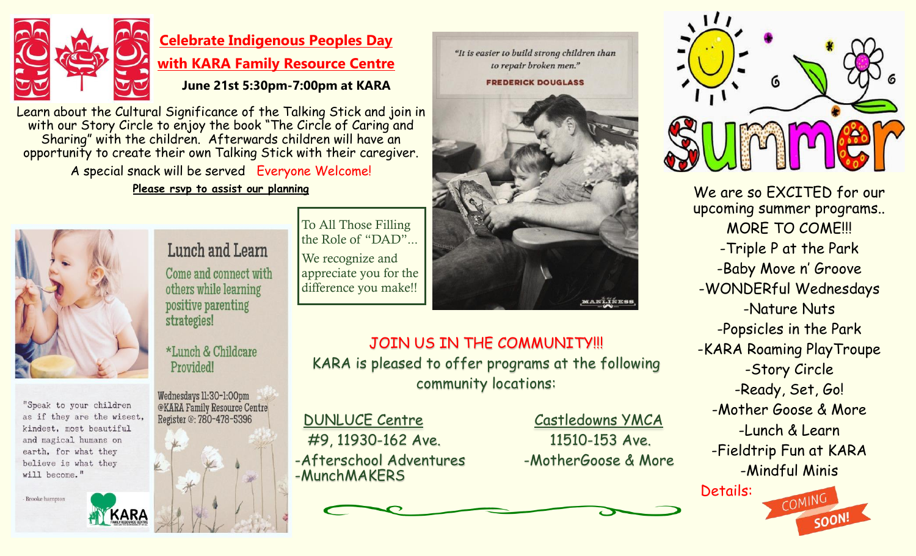## Celebrate Indigenous Peoples Day with KARA Family Resource Centre

**June 21st 5:30pm-7:00pm at KARA**

Learn about the Cultural Significance of the Talking Stick and join in with our Story Circle to enjoy the book "The Circle of Caring and Sharing" with the children. Afterwards children will have an opportunity to create their own Talking Stick with their caregiver.

A special snack will be served Everyone Welcome!

**Please rsvp to assist our planning**

"Speak to your children as if they are the wisest, kindest, most beautiful and magical humans on earth, for what they believe is what they will become."

- Brooke hampton

## Lunch and Learn

Come and connect with others while learning positive parenting strategies!

*Lunch & Childcare Provided!

Wednesdays 11:30-1:00pm
@KARA Family Resource Centre
Register @: 780-478-5396

To All Those Filling the Role of "DAD"...

We recognize and appreciate you for the difference you make!!

*"It is easier to build strong children than to repair broken men."*

FREDERICK DOUGLASS

## JOIN US IN THE COMMUNITY!!!

KARA is pleased to offer programs at the following community locations:

**DUNLUCE Centre**
#9, 11930-162 Ave.
- Afterschool Adventures
- MunchMAKERS

**Castledowns YMCA**
11510-153 Ave.
- MotherGoose & More

## summer

We are so EXCITED for our upcoming summer programs.. MORE TO COME!!!

- Triple P at the Park
- Baby Move n' Groove
- WONDERful Wednesdays
- Nature Nuts
- Popsicles in the Park
- KARA Roaming PlayTroupe
- Story Circle
- Ready, Set, Go!
- Mother Goose & More
- Lunch & Learn
- Fieldtrip Fun at KARA
- Mindful Minis

Details: COMING SOON!